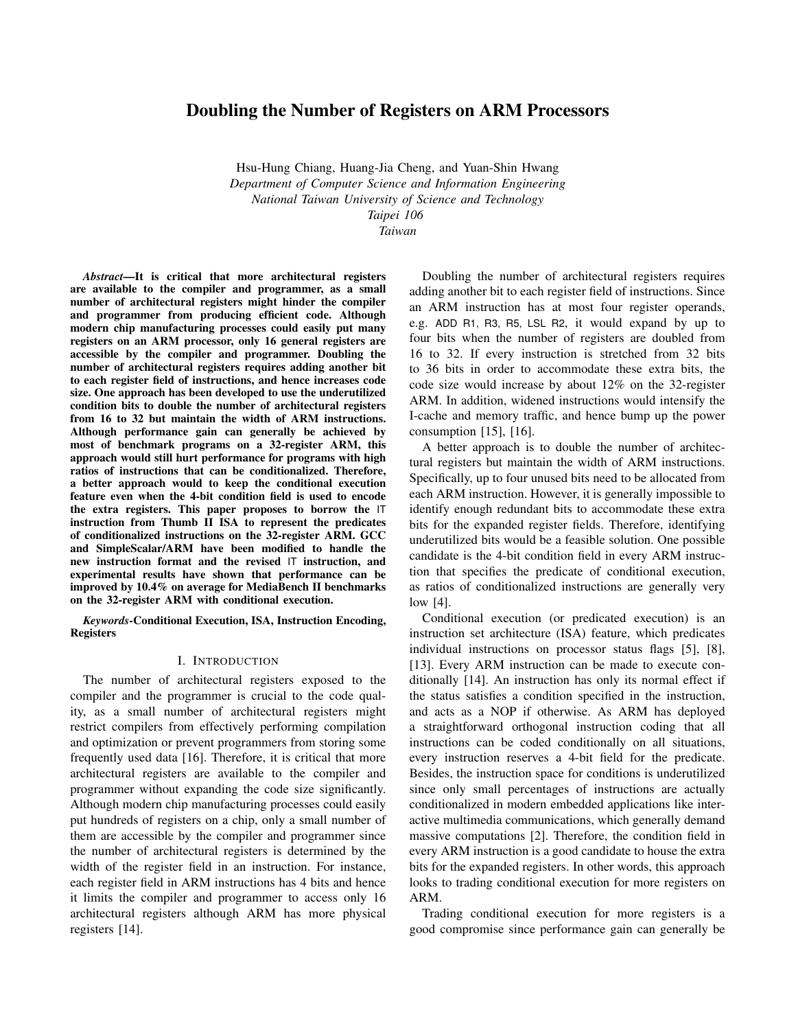# Doubling the Number of Registers on ARM Processors

Hsu-Hung Chiang, Huang-Jia Cheng, and Yuan-Shin Hwang
*Department of Computer Science and Information Engineering*
*National Taiwan University of Science and Technology*
*Taipei 106*
*Taiwan*

***Abstract*—It is critical that more architectural registers are available to the compiler and programmer, as a small number of architectural registers might hinder the compiler and programmer from producing efficient code. Although modern chip manufacturing processes could easily put many registers on an ARM processor, only 16 general registers are accessible by the compiler and programmer. Doubling the number of architectural registers requires adding another bit to each register field of instructions, and hence increases code size. One approach has been developed to use the underutilized condition bits to double the number of architectural registers from 16 to 32 but maintain the width of ARM instructions. Although performance gain can generally be achieved by most of benchmark programs on a 32-register ARM, this approach would still hurt performance for programs with high ratios of instructions that can be conditionalized. Therefore, a better approach would to keep the conditional execution feature even when the 4-bit condition field is used to encode the extra registers. This paper proposes to borrow the IT instruction from Thumb II ISA to represent the predicates of conditionalized instructions on the 32-register ARM. GCC and SimpleScalar/ARM have been modified to handle the new instruction format and the revised IT instruction, and experimental results have shown that performance can be improved by 10.4% on average for MediaBench II benchmarks on the 32-register ARM with conditional execution.**

***Keywords*-Conditional Execution, ISA, Instruction Encoding, Registers**

## I. Introduction

The number of architectural registers exposed to the compiler and the programmer is crucial to the code quality, as a small number of architectural registers might restrict compilers from effectively performing compilation and optimization or prevent programmers from storing some frequently used data [16]. Therefore, it is critical that more architectural registers are available to the compiler and programmer without expanding the code size significantly. Although modern chip manufacturing processes could easily put hundreds of registers on a chip, only a small number of them are accessible by the compiler and programmer since the number of architectural registers is determined by the width of the register field in an instruction. For instance, each register field in ARM instructions has 4 bits and hence it limits the compiler and programmer to access only 16 architectural registers although ARM has more physical registers [14].

Doubling the number of architectural registers requires adding another bit to each register field of instructions. Since an ARM instruction has at most four register operands, e.g. `ADD R1, R3, R5, LSL R2`, it would expand by up to four bits when the number of registers are doubled from 16 to 32. If every instruction is stretched from 32 bits to 36 bits in order to accommodate these extra bits, the code size would increase by about 12% on the 32-register ARM. In addition, widened instructions would intensify the I-cache and memory traffic, and hence bump up the power consumption [15], [16].

A better approach is to double the number of architectural registers but maintain the width of ARM instructions. Specifically, up to four unused bits need to be allocated from each ARM instruction. However, it is generally impossible to identify enough redundant bits to accommodate these extra bits for the expanded register fields. Therefore, identifying underutilized bits would be a feasible solution. One possible candidate is the 4-bit condition field in every ARM instruction that specifies the predicate of conditional execution, as ratios of conditionalized instructions are generally very low [4].

Conditional execution (or predicated execution) is an instruction set architecture (ISA) feature, which predicates individual instructions on processor status flags [5], [8], [13]. Every ARM instruction can be made to execute conditionally [14]. An instruction has only its normal effect if the status satisfies a condition specified in the instruction, and acts as a NOP if otherwise. As ARM has deployed a straightforward orthogonal instruction coding that all instructions can be coded conditionally on all situations, every instruction reserves a 4-bit field for the predicate. Besides, the instruction space for conditions is underutilized since only small percentages of instructions are actually conditionalized in modern embedded applications like interactive multimedia communications, which generally demand massive computations [2]. Therefore, the condition field in every ARM instruction is a good candidate to house the extra bits for the expanded registers. In other words, this approach looks to trading conditional execution for more registers on ARM.

Trading conditional execution for more registers is a good compromise since performance gain can generally be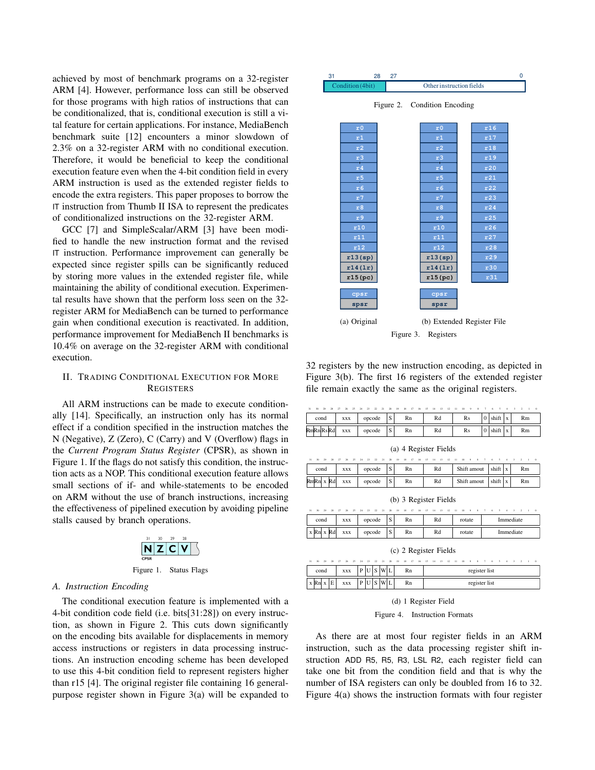achieved by most of benchmark programs on a 32-register ARM [4]. However, performance loss can still be observed for those programs with high ratios of instructions that can be conditionalized, that is, conditional execution is still a vital feature for certain applications. For instance, MediaBench benchmark suite [12] encounters a minor slowdown of 2.3% on a 32-register ARM with no conditional execution. Therefore, it would be beneficial to keep the conditional execution feature even when the 4-bit condition field in every ARM instruction is used as the extended register fields to encode the extra registers. This paper proposes to borrow the IT instruction from Thumb II ISA to represent the predicates of conditionalized instructions on the 32-register ARM.

GCC [7] and SimpleScalar/ARM [3] have been modified to handle the new instruction format and the revised IT instruction. Performance improvement can generally be expected since register spills can be significantly reduced by storing more values in the extended register file, while maintaining the ability of conditional execution. Experimental results have shown that the perform loss seen on the 32-register ARM for MediaBench can be turned to performance gain when conditional execution is reactivated. In addition, performance improvement for MediaBench II benchmarks is 10.4% on average on the 32-register ARM with conditional execution.

## II. Trading Conditional Execution for More Registers

All ARM instructions can be made to execute conditionally [14]. Specifically, an instruction only has its normal effect if a condition specified in the instruction matches the N (Negative), Z (Zero), C (Carry) and V (Overflow) flags in the *Current Program Status Register* (CPSR), as shown in Figure 1. If the flags do not satisfy this condition, the instruction acts as a NOP. This conditional execution feature allows small sections of if- and while-statements to be encoded on ARM without the use of branch instructions, increasing the effectiveness of pipelined execution by avoiding pipeline stalls caused by branch operations.

| 31 | 30 | 29 | 28 |
|---|---|---|---|
| N | Z | C | V |

CPSR

Figure 1. Status Flags

### A. Instruction Encoding

The conditional execution feature is implemented with a 4-bit condition code field (i.e. bits[31:28]) on every instruction, as shown in Figure 2. This cuts down significantly on the encoding bits available for displacements in memory access instructions or registers in data processing instructions. An instruction encoding scheme has been developed to use this 4-bit condition field to represent registers higher than r15 [4]. The original register file containing 16 general-purpose register shown in Figure 3(a) will be expanded to 32 registers by the new instruction encoding, as depicted in Figure 3(b). The first 16 registers of the extended register file remain exactly the same as the original registers.

| 31–28 | 27–0 |
|---|---|
| Condition (4bit) | Other instruction fields |

Figure 2. Condition Encoding

| (a) Original | (b) Extended Register File | |
|---|---|---|
| r0 | r0 | r16 |
| r1 | r1 | r17 |
| r2 | r2 | r18 |
| r3 | r3 | r19 |
| r4 | r4 | r20 |
| r5 | r5 | r21 |
| r6 | r6 | r22 |
| r7 | r7 | r23 |
| r8 | r8 | r24 |
| r9 | r9 | r25 |
| r10 | r10 | r26 |
| r11 | r11 | r27 |
| r12 | r12 | r28 |
| r13(sp) | r13(sp) | r29 |
| r14(lr) | r14(lr) | r30 |
| r15(pc) | r15(pc) | r31 |
| cpsr | cpsr | |
| spsr | spsr | |

Figure 3. Registers

(a) 4 Register Fields

| cond | xxx | opcode | S | Rn | Rd | Rs | 0 | shift | x | Rm |
|---|---|---|---|---|---|---|---|---|---|---|
| Rm Rn Rs Rd | xxx | opcode | S | Rn | Rd | Rs | 0 | shift | x | Rm |

(b) 3 Register Fields

| cond | xxx | opcode | S | Rn | Rd | Shift amout | shift | x | Rm |
|---|---|---|---|---|---|---|---|---|---|
| Rm Rn x Rd | xxx | opcode | S | Rn | Rd | Shift amout | shift | x | Rm |

(c) 2 Register Fields

| cond | xxx | opcode | S | Rn | Rd | rotate | Immediate |
|---|---|---|---|---|---|---|---|
| x Rn x Rd | xxx | opcode | S | Rn | Rd | rotate | Immediate |

(d) 1 Register Field

| cond | xxx | P | U | S | W | L | Rn | register list |
|---|---|---|---|---|---|---|---|---|
| x Rn x E | xxx | P | U | S | W | L | Rn | register list |

Figure 4. Instruction Formats

As there are at most four register fields in an ARM instruction, such as the data processing register shift instruction ADD R5, R5, R3, LSL R2, each register field can take one bit from the condition field and that is why the number of ISA registers can only be doubled from 16 to 32. Figure 4(a) shows the instruction formats with four register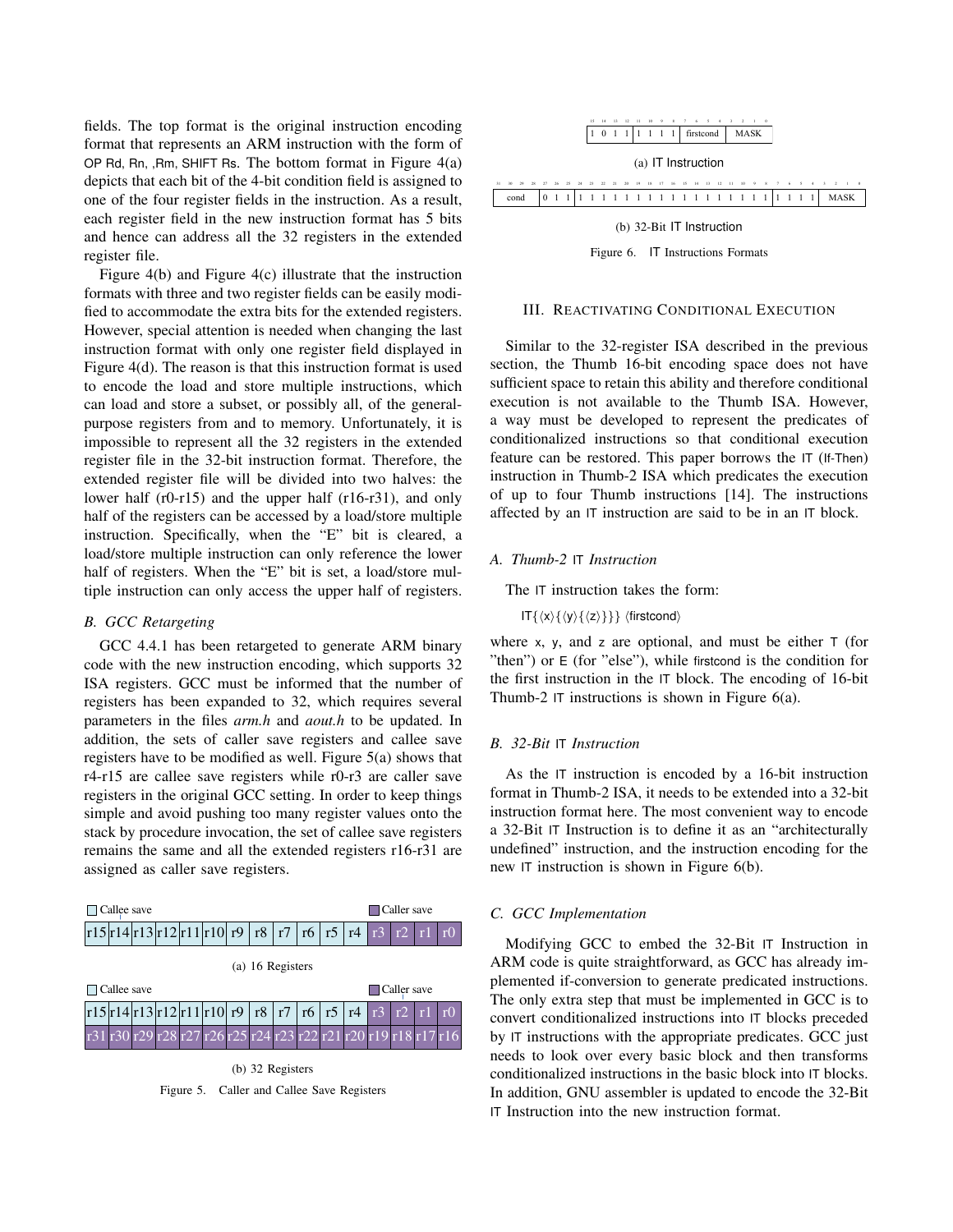fields. The top format is the original instruction encoding format that represents an ARM instruction with the form of OP Rd, Rn, ,Rm, SHIFT Rs. The bottom format in Figure 4(a) depicts that each bit of the 4-bit condition field is assigned to one of the four register fields in the instruction. As a result, each register field in the new instruction format has 5 bits and hence can address all the 32 registers in the extended register file.

Figure 4(b) and Figure 4(c) illustrate that the instruction formats with three and two register fields can be easily modified to accommodate the extra bits for the extended registers. However, special attention is needed when changing the last instruction format with only one register field displayed in Figure 4(d). The reason is that this instruction format is used to encode the load and store multiple instructions, which can load and store a subset, or possibly all, of the general-purpose registers from and to memory. Unfortunately, it is impossible to represent all the 32 registers in the extended register file in the 32-bit instruction format. Therefore, the extended register file will be divided into two halves: the lower half (r0-r15) and the upper half (r16-r31), and only half of the registers can be accessed by a load/store multiple instruction. Specifically, when the "E" bit is cleared, a load/store multiple instruction can only reference the lower half of registers. When the "E" bit is set, a load/store multiple instruction can only access the upper half of registers.

### B. GCC Retargeting

GCC 4.4.1 has been retargeted to generate ARM binary code with the new instruction encoding, which supports 32 ISA registers. GCC must be informed that the number of registers has been expanded to 32, which requires several parameters in the files *arm.h* and *aout.h* to be updated. In addition, the sets of caller save registers and callee save registers have to be modified as well. Figure 5(a) shows that r4-r15 are callee save registers while r0-r3 are caller save registers in the original GCC setting. In order to keep things simple and avoid pushing too many register values onto the stack by procedure invocation, the set of callee save registers remains the same and all the extended registers r16-r31 are assigned as caller save registers.

Callee save / Caller save

| r15 | r14 | r13 | r12 | r11 | r10 | r9 | r8 | r7 | r6 | r5 | r4 | r3 | r2 | r1 | r0 |
|---|---|---|---|---|---|---|---|---|---|---|---|---|---|---|---|

(a) 16 Registers

Callee save / Caller save

| r15 | r14 | r13 | r12 | r11 | r10 | r9 | r8 | r7 | r6 | r5 | r4 | r3 | r2 | r1 | r0 |
|---|---|---|---|---|---|---|---|---|---|---|---|---|---|---|---|
| r31 | r30 | r29 | r28 | r27 | r26 | r25 | r24 | r23 | r22 | r21 | r20 | r19 | r18 | r17 | r16 |

(b) 32 Registers

Figure 5. Caller and Callee Save Registers

| 15 | 14 | 13 | 12 | 11 | 10 | 9 | 8 | 7–4 | 3–0 |
|---|---|---|---|---|---|---|---|---|---|
| 1 | 0 | 1 | 1 | 1 | 1 | 1 | 1 | firstcond | MASK |

(a) IT Instruction

| 31–28 | 27–25 | 24–8 | 7–4 | 3–0 |
|---|---|---|---|---|
| cond | 0 1 1 | 1 1 1 1 1 1 1 1 1 1 1 1 1 1 1 1 1 | 1 1 1 1 | MASK |

(b) 32-Bit IT Instruction

Figure 6. IT Instructions Formats

## III. Reactivating Conditional Execution

Similar to the 32-register ISA described in the previous section, the Thumb 16-bit encoding space does not have sufficient space to retain this ability and therefore conditional execution is not available to the Thumb ISA. However, a way must be developed to represent the predicates of conditionalized instructions so that conditional execution feature can be restored. This paper borrows the IT (If-Then) instruction in Thumb-2 ISA which predicates the execution of up to four Thumb instructions [14]. The instructions affected by an IT instruction are said to be in an IT block.

### A. Thumb-2 IT Instruction

The IT instruction takes the form:

IT{⟨x⟩{⟨y⟩{⟨z⟩}}} ⟨firstcond⟩

where x, y, and z are optional, and must be either T (for "then") or E (for "else"), while firstcond is the condition for the first instruction in the IT block. The encoding of 16-bit Thumb-2 IT instructions is shown in Figure 6(a).

### B. 32-Bit IT Instruction

As the IT instruction is encoded by a 16-bit instruction format in Thumb-2 ISA, it needs to be extended into a 32-bit instruction format here. The most convenient way to encode a 32-Bit IT Instruction is to define it as an "architecturally undefined" instruction, and the instruction encoding for the new IT instruction is shown in Figure 6(b).

### C. GCC Implementation

Modifying GCC to embed the 32-Bit IT Instruction in ARM code is quite straightforward, as GCC has already implemented if-conversion to generate predicated instructions. The only extra step that must be implemented in GCC is to convert conditionalized instructions into IT blocks preceded by IT instructions with the appropriate predicates. GCC just needs to look over every basic block and then transforms conditionalized instructions in the basic block into IT blocks. In addition, GNU assembler is updated to encode the 32-Bit IT Instruction into the new instruction format.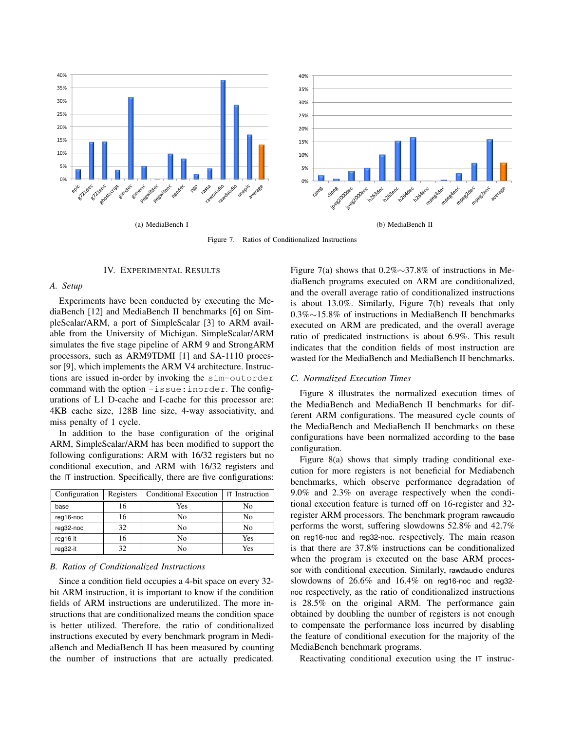(a) MediaBench I

(b) MediaBench II

Figure 7. Ratios of Conditionalized Instructions

## IV. Experimental Results

### A. Setup

Experiments have been conducted by executing the MediaBench [12] and MediaBench II benchmarks [6] on SimpleScalar/ARM, a port of SimpleScalar [3] to ARM available from the University of Michigan. SimpleScalar/ARM simulates the five stage pipeline of ARM 9 and StrongARM processors, such as ARM9TDMI [1] and SA-1110 processor [9], which implements the ARM V4 architecture. Instructions are issued in-order by invoking the `sim-outorder` command with the option `-issue:inorder`. The configurations of L1 D-cache and I-cache for this processor are: 4KB cache size, 128B line size, 4-way associativity, and miss penalty of 1 cycle.

In addition to the base configuration of the original ARM, SimpleScalar/ARM has been modified to support the following configurations: ARM with 16/32 registers but no conditional execution, and ARM with 16/32 registers and the IT instruction. Specifically, there are five configurations:

| Configuration | Registers | Conditional Execution | IT Instruction |
|---|---|---|---|
| base | 16 | Yes | No |
| reg16-noc | 16 | No | No |
| reg32-noc | 32 | No | No |
| reg16-it | 16 | No | Yes |
| reg32-it | 32 | No | Yes |

### B. Ratios of Conditionalized Instructions

Since a condition field occupies a 4-bit space on every 32-bit ARM instruction, it is important to know if the condition fields of ARM instructions are underutilized. The more instructions that are conditionalized means the condition space is better utilized. Therefore, the ratio of conditionalized instructions executed by every benchmark program in MediaBench and MediaBench II has been measured by counting the number of instructions that are actually predicated. Figure 7(a) shows that 0.2%∼37.8% of instructions in MediaBench programs executed on ARM are conditionalized, and the overall average ratio of conditionalized instructions is about 13.0%. Similarly, Figure 7(b) reveals that only 0.3%∼15.8% of instructions in MediaBench II benchmarks executed on ARM are predicated, and the overall average ratio of predicated instructions is about 6.9%. This result indicates that the condition fields of most instruction are wasted for the MediaBench and MediaBench II benchmarks.

### C. Normalized Execution Times

Figure 8 illustrates the normalized execution times of the MediaBench and MediaBench II benchmarks for different ARM configurations. The measured cycle counts of the MediaBench and MediaBench II benchmarks on these configurations have been normalized according to the base configuration.

Figure 8(a) shows that simply trading conditional execution for more registers is not beneficial for Mediabench benchmarks, which observe performance degradation of 9.0% and 2.3% on average respectively when the conditional execution feature is turned off on 16-register and 32-register ARM processors. The benchmark program rawcaudio performs the worst, suffering slowdowns 52.8% and 42.7% on reg16-noc and reg32-noc. respectively. The main reason is that there are 37.8% instructions can be conditionalized when the program is executed on the base ARM processor with conditional execution. Similarly, rawdaudio endures slowdowns of 26.6% and 16.4% on reg16-noc and reg32-noc respectively, as the ratio of conditionalized instructions is 28.5% on the original ARM. The performance gain obtained by doubling the number of registers is not enough to compensate the performance loss incurred by disabling the feature of conditional execution for the majority of the MediaBench benchmark programs.

Reactivating conditional execution using the IT instruc-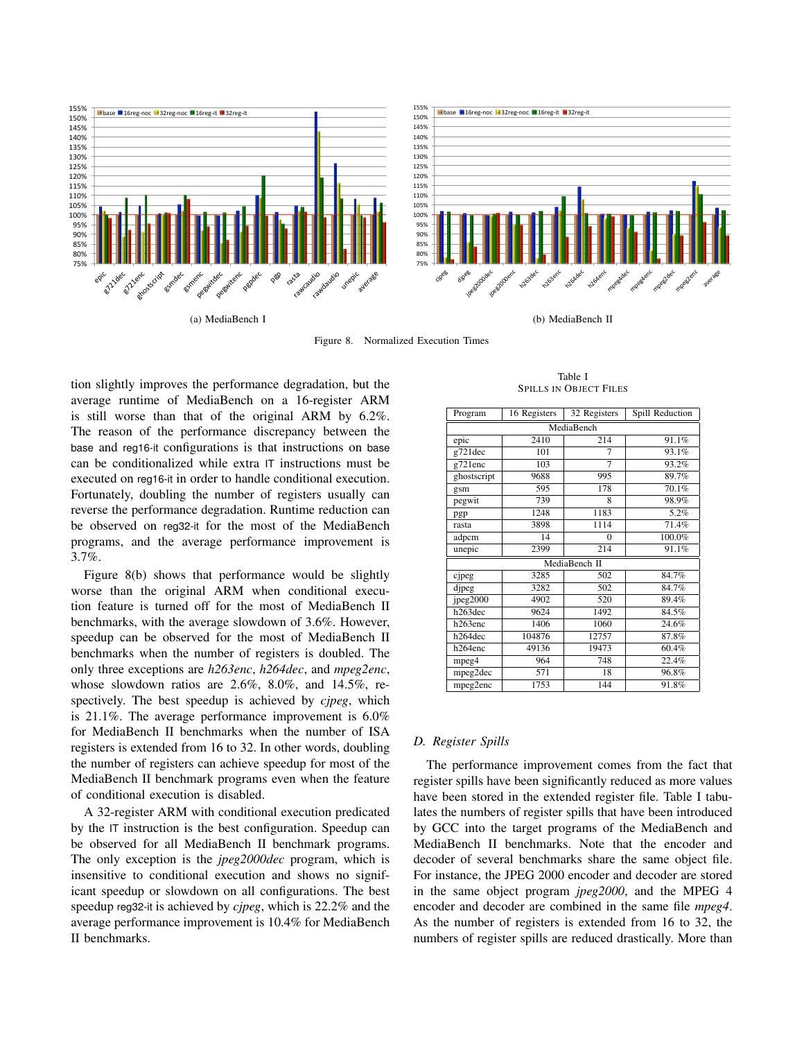(a) MediaBench I

(b) MediaBench II

Figure 8. Normalized Execution Times

tion slightly improves the performance degradation, but the average runtime of MediaBench on a 16-register ARM is still worse than that of the original ARM by 6.2%. The reason of the performance discrepancy between the base and reg16-it configurations is that instructions on base can be conditionalized while extra IT instructions must be executed on reg16-it in order to handle conditional execution. Fortunately, doubling the number of registers usually can reverse the performance degradation. Runtime reduction can be observed on reg32-it for the most of the MediaBench programs, and the average performance improvement is 3.7%.

Figure 8(b) shows that performance would be slightly worse than the original ARM when conditional execution feature is turned off for the most of MediaBench II benchmarks, with the average slowdown of 3.6%. However, speedup can be observed for the most of MediaBench II benchmarks when the number of registers is doubled. The only three exceptions are *h263enc*, *h264dec*, and *mpeg2enc*, whose slowdown ratios are 2.6%, 8.0%, and 14.5%, respectively. The best speedup is achieved by *cjpeg*, which is 21.1%. The average performance improvement is 6.0% for MediaBench II benchmarks when the number of ISA registers is extended from 16 to 32. In other words, doubling the number of registers can achieve speedup for most of the MediaBench II benchmark programs even when the feature of conditional execution is disabled.

A 32-register ARM with conditional execution predicated by the IT instruction is the best configuration. Speedup can be observed for all MediaBench II benchmark programs. The only exception is the *jpeg2000dec* program, which is insensitive to conditional execution and shows no significant speedup or slowdown on all configurations. The best speedup reg32-it is achieved by *cjpeg*, which is 22.2% and the average performance improvement is 10.4% for MediaBench II benchmarks.

Table I
SPILLS IN OBJECT FILES

| Program | 16 Registers | 32 Registers | Spill Reduction |
|---|---|---|---|
| MediaBench | | | |
| epic | 2410 | 214 | 91.1% |
| g721dec | 101 | 7 | 93.1% |
| g721enc | 103 | 7 | 93.2% |
| ghostscript | 9688 | 995 | 89.7% |
| gsm | 595 | 178 | 70.1% |
| pegwit | 739 | 8 | 98.9% |
| pgp | 1248 | 1183 | 5.2% |
| rasta | 3898 | 1114 | 71.4% |
| adpcm | 14 | 0 | 100.0% |
| unepic | 2399 | 214 | 91.1% |
| MediaBench II | | | |
| cjpeg | 3285 | 502 | 84.7% |
| djpeg | 3282 | 502 | 84.7% |
| jpeg2000 | 4902 | 520 | 89.4% |
| h263dec | 9624 | 1492 | 84.5% |
| h263enc | 1406 | 1060 | 24.6% |
| h264dec | 104876 | 12757 | 87.8% |
| h264enc | 49136 | 19473 | 60.4% |
| mpeg4 | 964 | 748 | 22.4% |
| mpeg2dec | 571 | 18 | 96.8% |
| mpeg2enc | 1753 | 144 | 91.8% |

### D. Register Spills

The performance improvement comes from the fact that register spills have been significantly reduced as more values have been stored in the extended register file. Table I tabulates the numbers of register spills that have been introduced by GCC into the target programs of the MediaBench and MediaBench II benchmarks. Note that the encoder and decoder of several benchmarks share the same object file. For instance, the JPEG 2000 encoder and decoder are stored in the same object program *jpeg2000*, and the MPEG 4 encoder and decoder are combined in the same file *mpeg4*. As the number of registers is extended from 16 to 32, the numbers of register spills are reduced drastically. More than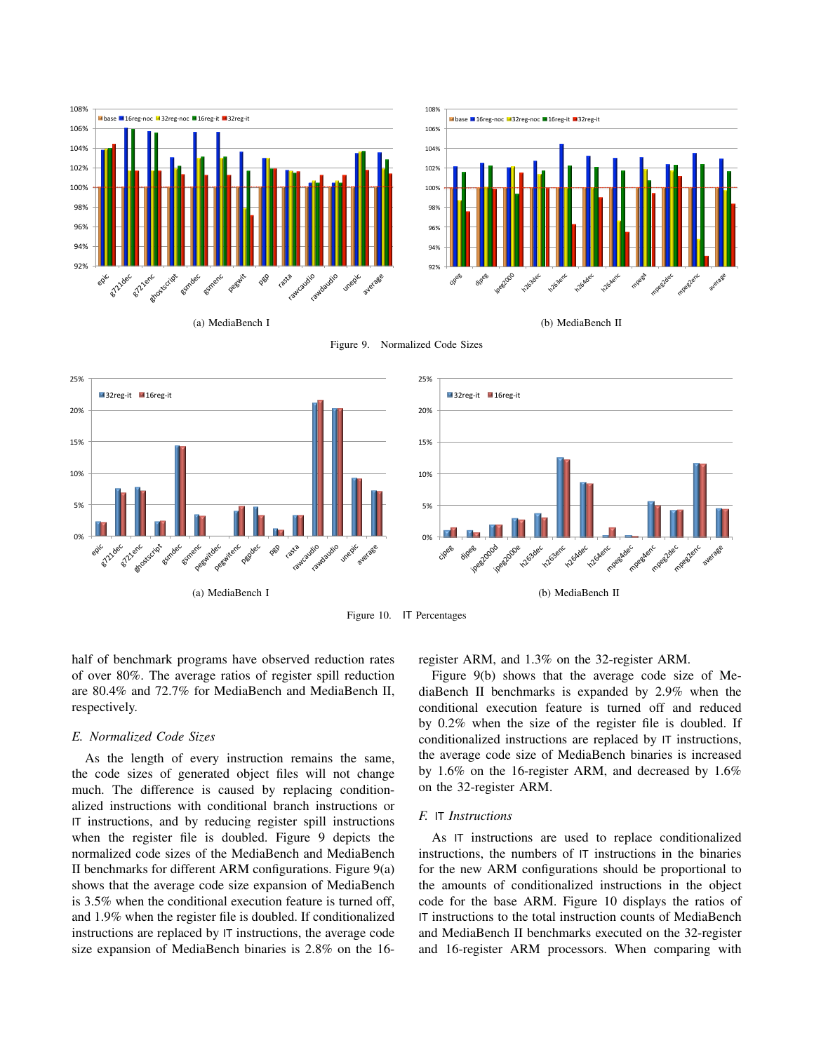(a) MediaBench I

(b) MediaBench II

Figure 9. Normalized Code Sizes

(a) MediaBench I

(b) MediaBench II

Figure 10. IT Percentages

half of benchmark programs have observed reduction rates of over 80%. The average ratios of register spill reduction are 80.4% and 72.7% for MediaBench and MediaBench II, respectively.

### E. Normalized Code Sizes

As the length of every instruction remains the same, the code sizes of generated object files will not change much. The difference is caused by replacing conditionalized instructions with conditional branch instructions or IT instructions, and by reducing register spill instructions when the register file is doubled. Figure 9 depicts the normalized code sizes of the MediaBench and MediaBench II benchmarks for different ARM configurations. Figure 9(a) shows that the average code size expansion of MediaBench is 3.5% when the conditional execution feature is turned off, and 1.9% when the register file is doubled. If conditionalized instructions are replaced by IT instructions, the average code size expansion of MediaBench binaries is 2.8% on the 16-register ARM, and 1.3% on the 32-register ARM.

Figure 9(b) shows that the average code size of MediaBench II benchmarks is expanded by 2.9% when the conditional execution feature is turned off and reduced by 0.2% when the size of the register file is doubled. If conditionalized instructions are replaced by IT instructions, the average code size of MediaBench binaries is increased by 1.6% on the 16-register ARM, and decreased by 1.6% on the 32-register ARM.

### F. IT Instructions

As IT instructions are used to replace conditionalized instructions, the numbers of IT instructions in the binaries for the new ARM configurations should be proportional to the amounts of conditionalized instructions in the object code for the base ARM. Figure 10 displays the ratios of IT instructions to the total instruction counts of MediaBench and MediaBench II benchmarks executed on the 32-register and 16-register ARM processors. When comparing with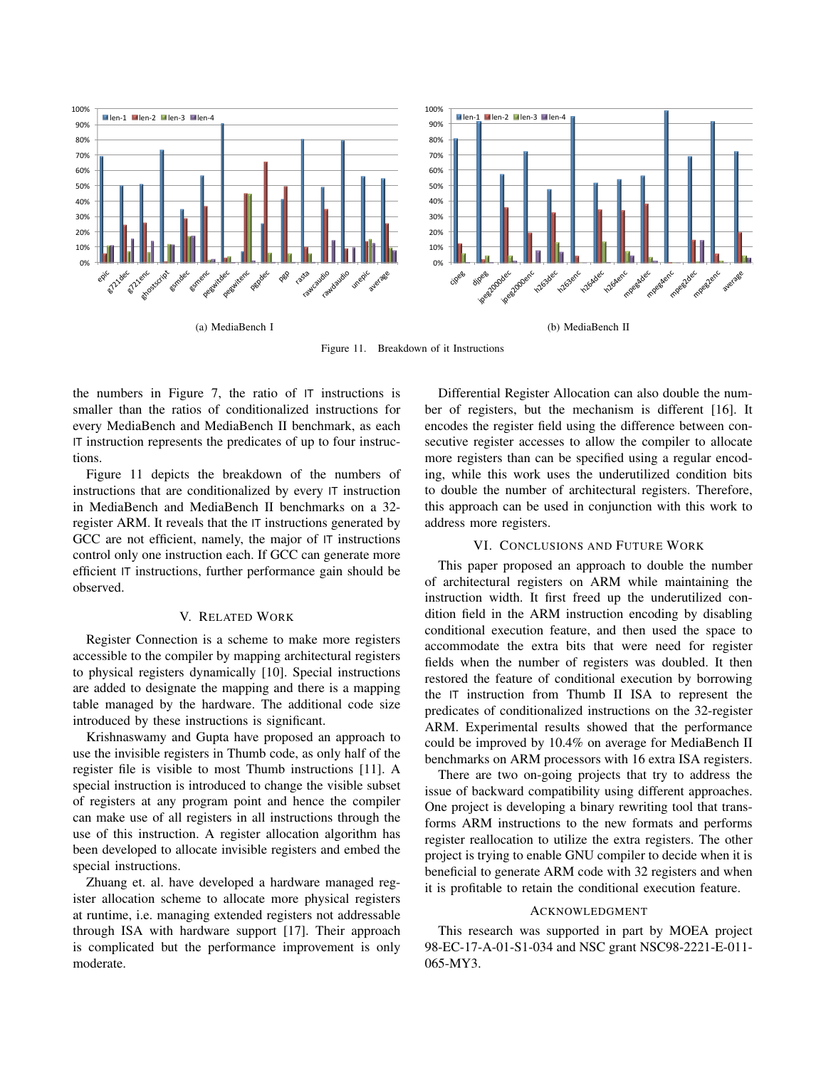(a) MediaBench I

(b) MediaBench II

Figure 11. Breakdown of it Instructions

the numbers in Figure 7, the ratio of IT instructions is smaller than the ratios of conditionalized instructions for every MediaBench and MediaBench II benchmark, as each IT instruction represents the predicates of up to four instructions.

Figure 11 depicts the breakdown of the numbers of instructions that are conditionalized by every IT instruction in MediaBench and MediaBench II benchmarks on a 32-register ARM. It reveals that the IT instructions generated by GCC are not efficient, namely, the major of IT instructions control only one instruction each. If GCC can generate more efficient IT instructions, further performance gain should be observed.

## V. Related Work

Register Connection is a scheme to make more registers accessible to the compiler by mapping architectural registers to physical registers dynamically [10]. Special instructions are added to designate the mapping and there is a mapping table managed by the hardware. The additional code size introduced by these instructions is significant.

Krishnaswamy and Gupta have proposed an approach to use the invisible registers in Thumb code, as only half of the register file is visible to most Thumb instructions [11]. A special instruction is introduced to change the visible subset of registers at any program point and hence the compiler can make use of all registers in all instructions through the use of this instruction. A register allocation algorithm has been developed to allocate invisible registers and embed the special instructions.

Zhuang et. al. have developed a hardware managed register allocation scheme to allocate more physical registers at runtime, i.e. managing extended registers not addressable through ISA with hardware support [17]. Their approach is complicated but the performance improvement is only moderate.

Differential Register Allocation can also double the number of registers, but the mechanism is different [16]. It encodes the register field using the difference between consecutive register accesses to allow the compiler to allocate more registers than can be specified using a regular encoding, while this work uses the underutilized condition bits to double the number of architectural registers. Therefore, this approach can be used in conjunction with this work to address more registers.

## VI. Conclusions and Future Work

This paper proposed an approach to double the number of architectural registers on ARM while maintaining the instruction width. It first freed up the underutilized condition field in the ARM instruction encoding by disabling conditional execution feature, and then used the space to accommodate the extra bits that were need for register fields when the number of registers was doubled. It then restored the feature of conditional execution by borrowing the IT instruction from Thumb II ISA to represent the predicates of conditionalized instructions on the 32-register ARM. Experimental results showed that the performance could be improved by 10.4% on average for MediaBench II benchmarks on ARM processors with 16 extra ISA registers.

There are two on-going projects that try to address the issue of backward compatibility using different approaches. One project is developing a binary rewriting tool that transforms ARM instructions to the new formats and performs register reallocation to utilize the extra registers. The other project is trying to enable GNU compiler to decide when it is beneficial to generate ARM code with 32 registers and when it is profitable to retain the conditional execution feature.

## Acknowledgment

This research was supported in part by MOEA project 98-EC-17-A-01-S1-034 and NSC grant NSC98-2221-E-011-065-MY3.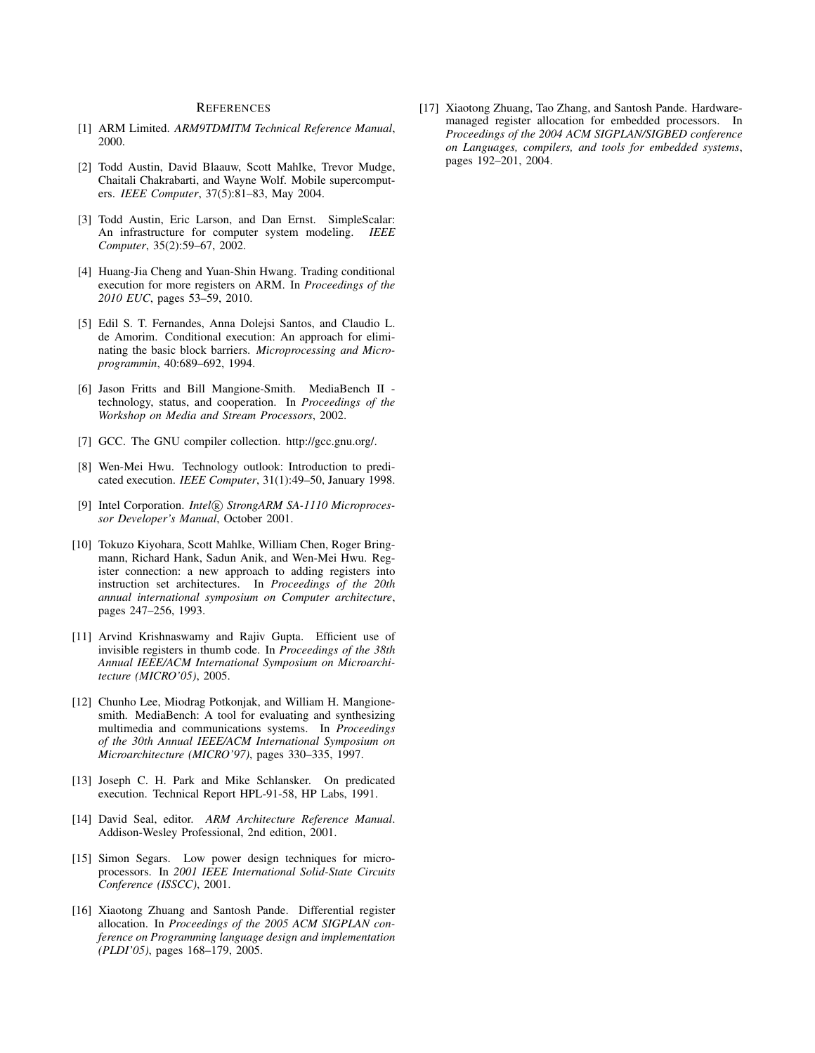## REFERENCES

[1] ARM Limited. *ARM9TDMITM Technical Reference Manual*, 2000.

[2] Todd Austin, David Blaauw, Scott Mahlke, Trevor Mudge, Chaitali Chakrabarti, and Wayne Wolf. Mobile supercomputers. *IEEE Computer*, 37(5):81–83, May 2004.

[3] Todd Austin, Eric Larson, and Dan Ernst. SimpleScalar: An infrastructure for computer system modeling. *IEEE Computer*, 35(2):59–67, 2002.

[4] Huang-Jia Cheng and Yuan-Shin Hwang. Trading conditional execution for more registers on ARM. In *Proceedings of the 2010 EUC*, pages 53–59, 2010.

[5] Edil S. T. Fernandes, Anna Dolejsi Santos, and Claudio L. de Amorim. Conditional execution: An approach for eliminating the basic block barriers. *Microprocessing and Microprogrammin*, 40:689–692, 1994.

[6] Jason Fritts and Bill Mangione-Smith. MediaBench II - technology, status, and cooperation. In *Proceedings of the Workshop on Media and Stream Processors*, 2002.

[7] GCC. The GNU compiler collection. http://gcc.gnu.org/.

[8] Wen-Mei Hwu. Technology outlook: Introduction to predicated execution. *IEEE Computer*, 31(1):49–50, January 1998.

[9] Intel Corporation. *Intel® StrongARM SA-1110 Microprocessor Developer's Manual*, October 2001.

[10] Tokuzo Kiyohara, Scott Mahlke, William Chen, Roger Bringmann, Richard Hank, Sadun Anik, and Wen-Mei Hwu. Register connection: a new approach to adding registers into instruction set architectures. In *Proceedings of the 20th annual international symposium on Computer architecture*, pages 247–256, 1993.

[11] Arvind Krishnaswamy and Rajiv Gupta. Efficient use of invisible registers in thumb code. In *Proceedings of the 38th Annual IEEE/ACM International Symposium on Microarchitecture (MICRO'05)*, 2005.

[12] Chunho Lee, Miodrag Potkonjak, and William H. Mangione-smith. MediaBench: A tool for evaluating and synthesizing multimedia and communications systems. In *Proceedings of the 30th Annual IEEE/ACM International Symposium on Microarchitecture (MICRO'97)*, pages 330–335, 1997.

[13] Joseph C. H. Park and Mike Schlansker. On predicated execution. Technical Report HPL-91-58, HP Labs, 1991.

[14] David Seal, editor. *ARM Architecture Reference Manual*. Addison-Wesley Professional, 2nd edition, 2001.

[15] Simon Segars. Low power design techniques for microprocessors. In *2001 IEEE International Solid-State Circuits Conference (ISSCC)*, 2001.

[16] Xiaotong Zhuang and Santosh Pande. Differential register allocation. In *Proceedings of the 2005 ACM SIGPLAN conference on Programming language design and implementation (PLDI'05)*, pages 168–179, 2005.

[17] Xiaotong Zhuang, Tao Zhang, and Santosh Pande. Hardware-managed register allocation for embedded processors. In *Proceedings of the 2004 ACM SIGPLAN/SIGBED conference on Languages, compilers, and tools for embedded systems*, pages 192–201, 2004.